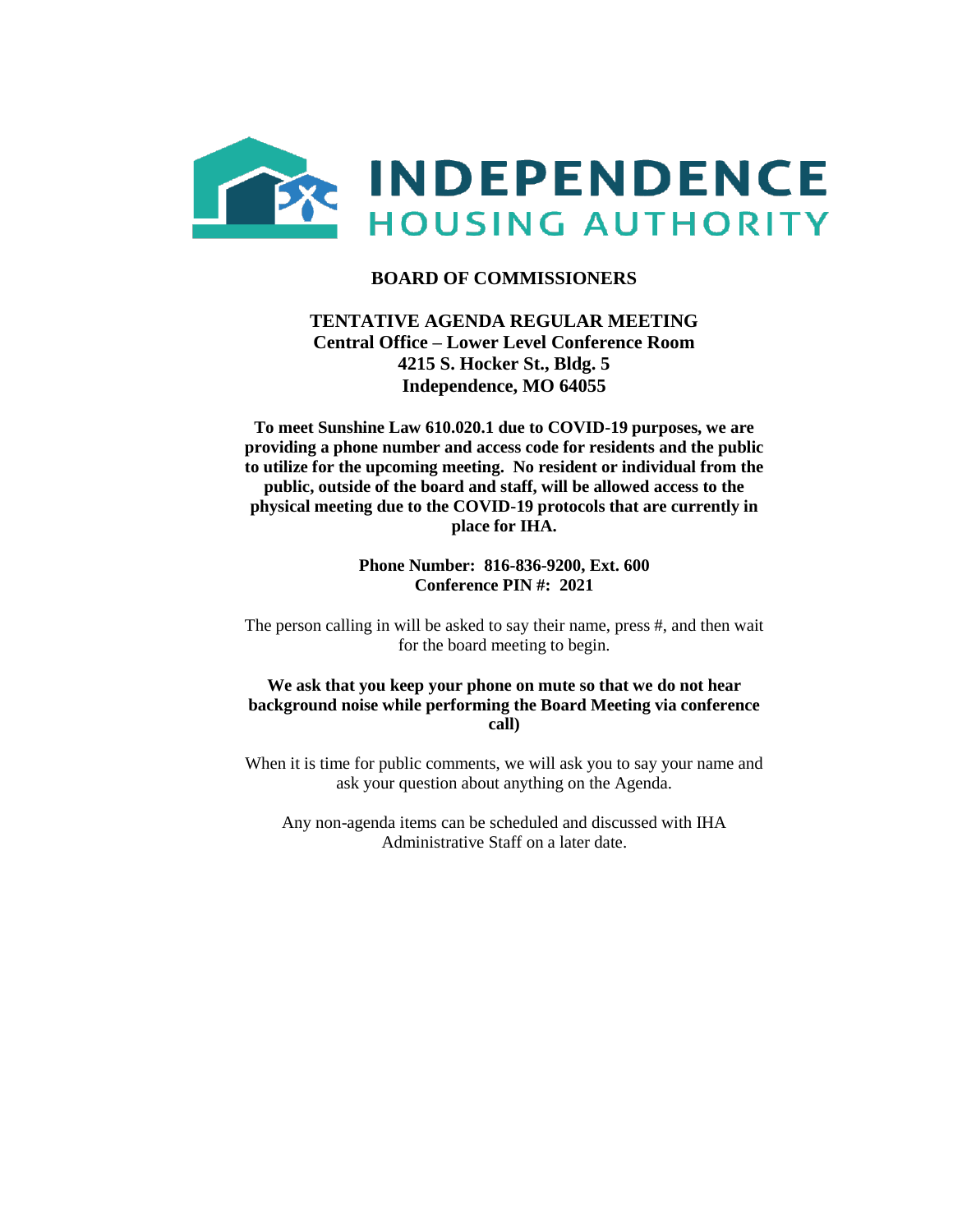# INDEPENDENCE HOUSING AUTHORITY

## BOARD OF COMMISSIONERS

**TENTATIVE AGENDA REGULAR MEETING**
**Central Office – Lower Level Conference Room**
**4215 S. Hocker St., Bldg. 5**
**Independence, MO 64055**

**To meet Sunshine Law 610.020.1 due to COVID-19 purposes, we are providing a phone number and access code for residents and the public to utilize for the upcoming meeting. No resident or individual from the public, outside of the board and staff, will be allowed access to the physical meeting due to the COVID-19 protocols that are currently in place for IHA.**

**Phone Number: 816-836-9200, Ext. 600**
**Conference PIN #: 2021**

The person calling in will be asked to say their name, press #, and then wait for the board meeting to begin.

**We ask that you keep your phone on mute so that we do not hear background noise while performing the Board Meeting via conference call)**

When it is time for public comments, we will ask you to say your name and ask your question about anything on the Agenda.

Any non-agenda items can be scheduled and discussed with IHA Administrative Staff on a later date.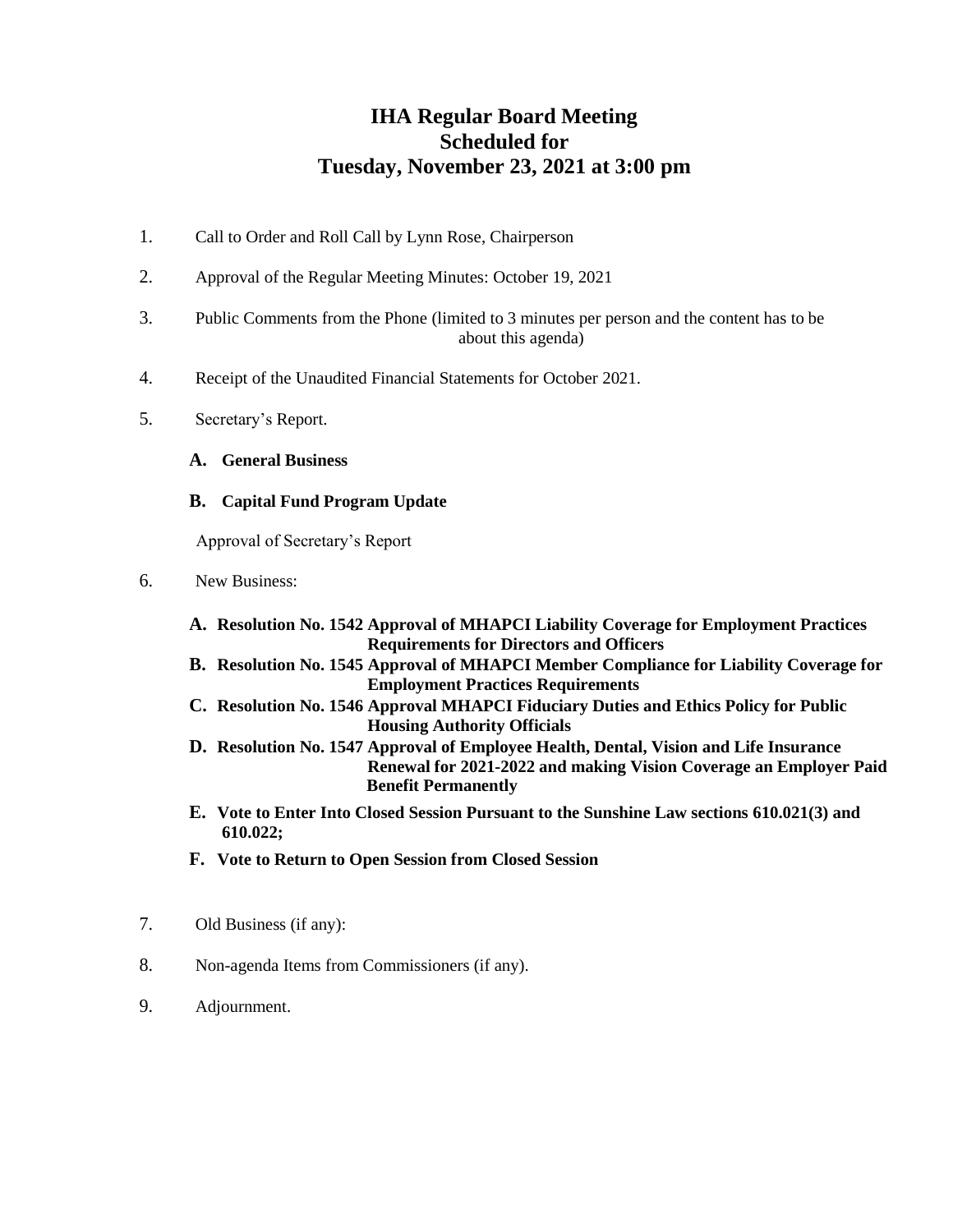# IHA Regular Board Meeting
# Scheduled for
# Tuesday, November 23, 2021 at 3:00 pm

1. Call to Order and Roll Call by Lynn Rose, Chairperson

2. Approval of the Regular Meeting Minutes: October 19, 2021

3. Public Comments from the Phone (limited to 3 minutes per person and the content has to be about this agenda)

4. Receipt of the Unaudited Financial Statements for October 2021.

5. Secretary's Report.

   **A. General Business**

   **B. Capital Fund Program Update**

   Approval of Secretary's Report

6. New Business:

   **A. Resolution No. 1542 Approval of MHAPCI Liability Coverage for Employment Practices Requirements for Directors and Officers**

   **B. Resolution No. 1545 Approval of MHAPCI Member Compliance for Liability Coverage for Employment Practices Requirements**

   **C. Resolution No. 1546 Approval MHAPCI Fiduciary Duties and Ethics Policy for Public Housing Authority Officials**

   **D. Resolution No. 1547 Approval of Employee Health, Dental, Vision and Life Insurance Renewal for 2021-2022 and making Vision Coverage an Employer Paid Benefit Permanently**

   **E. Vote to Enter Into Closed Session Pursuant to the Sunshine Law sections 610.021(3) and 610.022;**

   **F. Vote to Return to Open Session from Closed Session**

7. Old Business (if any):

8. Non-agenda Items from Commissioners (if any).

9. Adjournment.